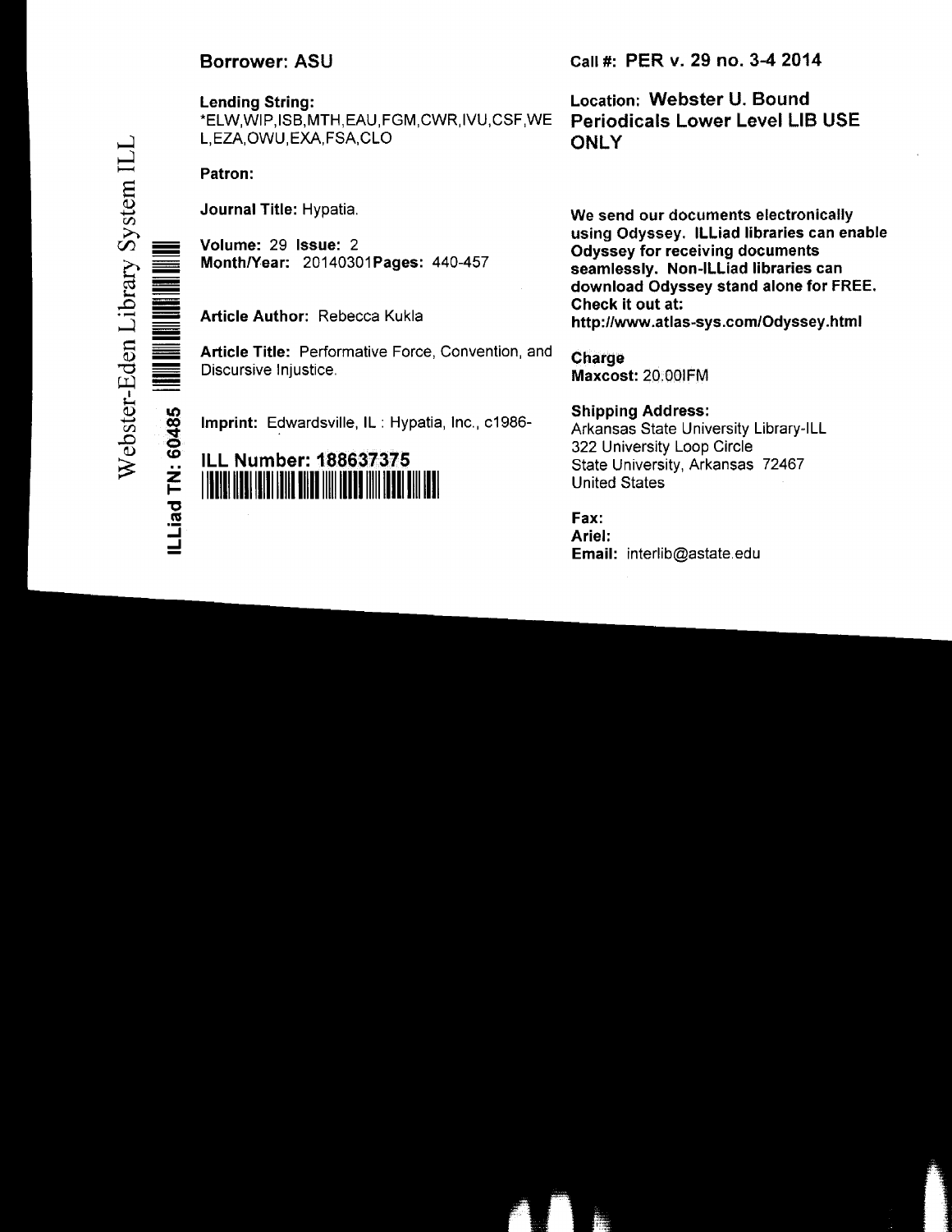Webster-Eden Library System ILL

ILLiad TN: 60485

**Borrower: ASU**

**Lending String:**
*ELW,WIP,ISB,MTH,EAU,FGM,CWR,IVU,CSF,WEL,EZA,OWU,EXA,FSA,CLO

**Patron:**

**Journal Title:** Hypatia.

**Volume:** 29 **Issue:** 2
**Month/Year:** 20140301 **Pages:** 440-457

**Article Author:** Rebecca Kukla

**Article Title:** Performative Force, Convention, and Discursive Injustice.

**Imprint:** Edwardsville, IL : Hypatia, Inc., c1986-

**ILL Number: 188637375**

**Call #: PER v. 29 no. 3-4 2014**

**Location: Webster U. Bound Periodicals Lower Level LIB USE ONLY**

**We send our documents electronically using Odyssey. ILLiad libraries can enable Odyssey for receiving documents seamlessly. Non-ILLiad libraries can download Odyssey stand alone for FREE. Check it out at: http://www.atlas-sys.com/Odyssey.html**

**Charge**
**Maxcost:** 20.00IFM

**Shipping Address:**
Arkansas State University Library-ILL
322 University Loop Circle
State University, Arkansas 72467
United States

**Fax:**
**Ariel:**
**Email:** interlib@astate.edu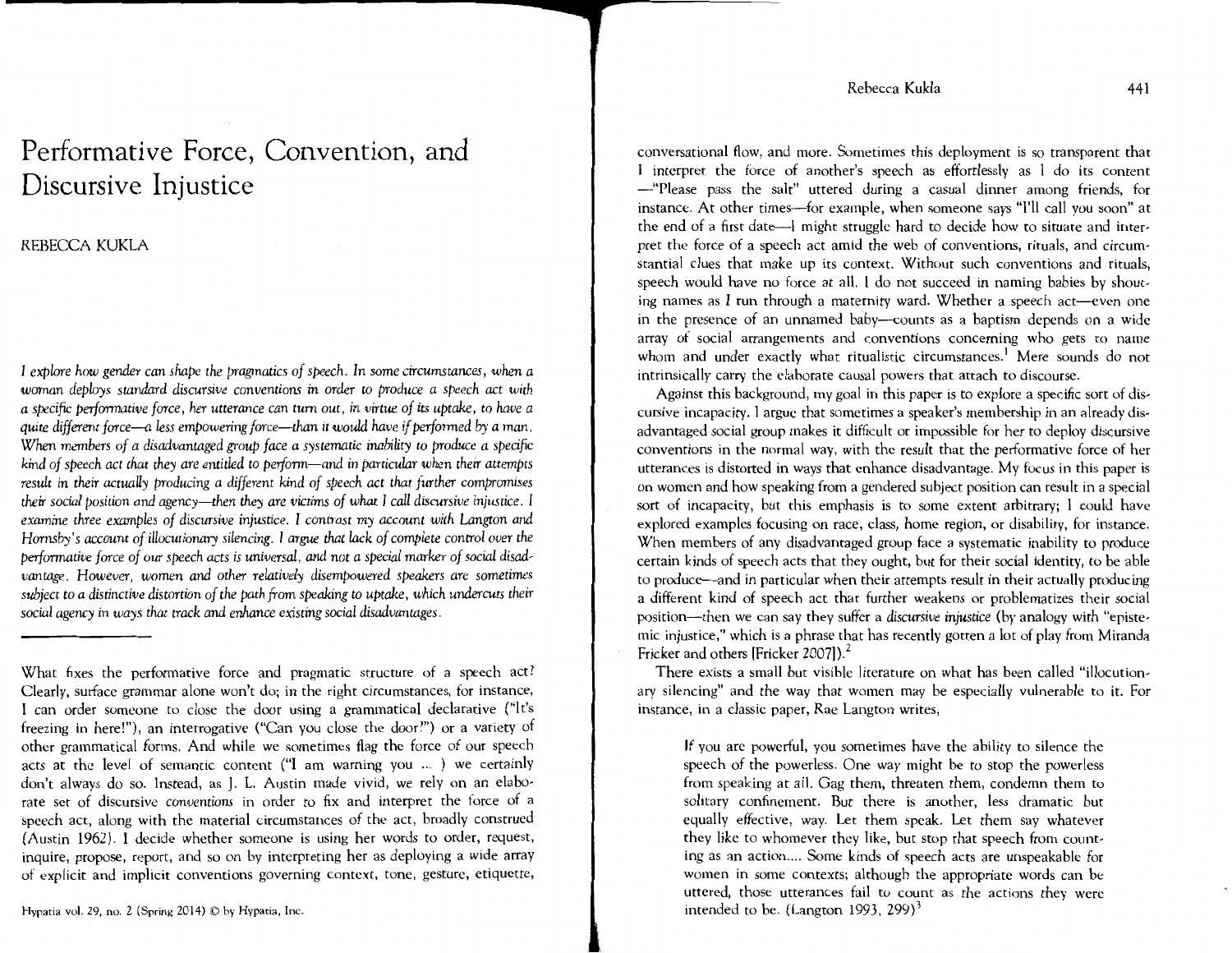# Performative Force, Convention, and Discursive Injustice

REBECCA KUKLA

*I explore how gender can shape the pragmatics of speech. In some circumstances, when a woman deploys standard discursive conventions in order to produce a speech act with a specific performative force, her utterance can turn out, in virtue of its uptake, to have a quite different force—a less empowering force—than it would have if performed by a man. When members of a disadvantaged group face a systematic inability to produce a specific kind of speech act that they are entitled to perform—and in particular when their attempts result in their actually producing a different kind of speech act that further compromises their social position and agency—then they are victims of what I call discursive injustice. I examine three examples of discursive injustice. I contrast my account with Langton and Hornsby's account of illocutionary silencing. I argue that lack of complete control over the performative force of our speech acts is universal, and not a special marker of social disadvantage. However, women and other relatively disempowered speakers are sometimes subject to a distinctive distortion of the path from speaking to uptake, which undercuts their social agency in ways that track and enhance existing social disadvantages.*

---

What fixes the performative force and pragmatic structure of a speech act? Clearly, surface grammar alone won't do; in the right circumstances, for instance, I can order someone to close the door using a grammatical declarative ("It's freezing in here!"), an interrogative ("Can you close the door?") or a variety of other grammatical forms. And while we sometimes flag the force of our speech acts at the level of semantic content ("I am warning you ... ) we certainly don't always do so. Instead, as J. L. Austin made vivid, we rely on an elaborate set of discursive *conventions* in order to fix and interpret the force of a speech act, along with the material circumstances of the act, broadly construed (Austin 1962). I decide whether someone is using her words to order, request, inquire, propose, report, and so on by interpreting her as deploying a wide array of explicit and implicit conventions governing context, tone, gesture, etiquette, conversational flow, and more. Sometimes this deployment is so transparent that I interpret the force of another's speech as effortlessly as I do its content —"Please pass the salt" uttered during a casual dinner among friends, for instance. At other times—for example, when someone says "I'll call you soon" at the end of a first date—I might struggle hard to decide how to situate and interpret the force of a speech act amid the web of conventions, rituals, and circumstantial clues that make up its context. Without such conventions and rituals, speech would have no force at all. I do not succeed in naming babies by shouting names as I run through a maternity ward. Whether a speech act—even one in the presence of an unnamed baby—counts as a baptism depends on a wide array of social arrangements and conventions concerning who gets to name whom and under exactly what ritualistic circumstances.[1] Mere sounds do not intrinsically carry the elaborate causal powers that attach to discourse.

Against this background, my goal in this paper is to explore a specific sort of discursive incapacity. I argue that sometimes a speaker's membership in an already disadvantaged social group makes it difficult or impossible for her to deploy discursive conventions in the normal way, with the result that the performative force of her utterances is distorted in ways that enhance disadvantage. My focus in this paper is on women and how speaking from a gendered subject position can result in a special sort of incapacity, but this emphasis is to some extent arbitrary; I could have explored examples focusing on race, class, home region, or disability, for instance. When members of any disadvantaged group face a systematic inability to produce certain kinds of speech acts that they ought, but for their social identity, to be able to produce—and in particular when their attempts result in their actually producing a different kind of speech act that further weakens or problematizes their social position—then we can say they suffer a *discursive injustice* (by analogy with "epistemic injustice," which is a phrase that has recently gotten a lot of play from Miranda Fricker and others [Fricker 2007]).[2]

There exists a small but visible literature on what has been called "illocutionary silencing" and the way that women may be especially vulnerable to it. For instance, in a classic paper, Rae Langton writes,

> If you are powerful, you sometimes have the ability to silence the speech of the powerless. One way might be to stop the powerless from speaking at all. Gag them, threaten them, condemn them to solitary confinement. But there is another, less dramatic but equally effective, way. Let them speak. Let them say whatever they like to whomever they like, but stop that speech from counting as an action.... Some kinds of speech acts are unspeakable for women in some contexts; although the appropriate words can be uttered, those utterances fail to count as the actions they were intended to be. (Langton 1993, 299)[3]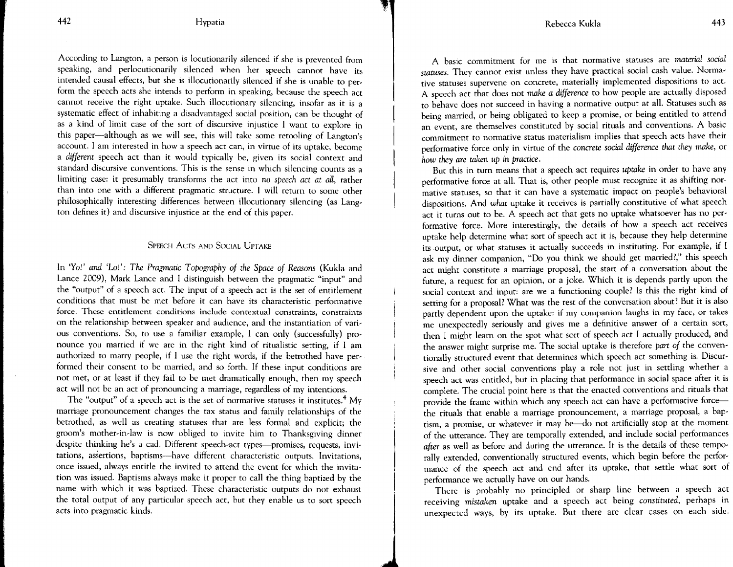According to Langton, a person is locutionarily silenced if she is prevented from speaking, and perlocutionarily silenced when her speech cannot have its intended causal effects, but she is illocutionarily silenced if she is unable to perform the speech acts she intends to perform in speaking, because the speech act cannot receive the right uptake. Such illocutionary silencing, insofar as it is a systematic effect of inhabiting a disadvantaged social position, can be thought of as a kind of limit case of the sort of discursive injustice I want to explore in this paper—although as we will see, this will take some retooling of Langton's account. I am interested in how a speech act can, in virtue of its uptake, become a *different* speech act than it would typically be, given its social context and standard discursive conventions. This is the sense in which silencing counts as a limiting case: it presumably transforms the act into *no speech act at all*, rather than into one with a different pragmatic structure. I will return to some other philosophically interesting differences between illocutionary silencing (as Langton defines it) and discursive injustice at the end of this paper.

## Speech Acts and Social Uptake

In *'Yo!' and 'Lo!': The Pragmatic Topography of the Space of Reasons* (Kukla and Lance 2009), Mark Lance and I distinguish between the pragmatic "input" and the "output" of a speech act. The input of a speech act is the set of entitlement conditions that must be met before it can have its characteristic performative force. These entitlement conditions include contextual constraints, constraints on the relationship between speaker and audience, and the instantiation of various conventions. So, to use a familiar example, I can only (successfully) pronounce you married if we are in the right kind of ritualistic setting, if I am authorized to marry people, if I use the right words, if the betrothed have performed their consent to be married, and so forth. If these input conditions are not met, or at least if they fail to be met dramatically enough, then my speech act will not be an act of pronouncing a marriage, regardless of my intentions.

The "output" of a speech act is the set of normative statuses it institutes.[4] My marriage pronouncement changes the tax status and family relationships of the betrothed, as well as creating statuses that are less formal and explicit; the groom's mother-in-law is now obliged to invite him to Thanksgiving dinner despite thinking he's a cad. Different speech-act types—promises, requests, invitations, assertions, baptisms—have different characteristic outputs. Invitations, once issued, always entitle the invited to attend the event for which the invitation was issued. Baptisms always make it proper to call the thing baptized by the name with which it was baptized. These characteristic outputs do not exhaust the total output of any particular speech act, but they enable us to sort speech acts into pragmatic kinds.

A basic commitment for me is that normative statuses are *material social statuses*. They cannot exist unless they have practical social cash value. Normative statuses supervene on concrete, materially implemented dispositions to act. A speech act that does not *make a difference* to how people are actually disposed to behave does not succeed in having a normative output at all. Statuses such as being married, or being obligated to keep a promise, or being entitled to attend an event, are themselves constituted by social rituals and conventions. A basic commitment to normative status materialism implies that speech acts have their performative force only in virtue of the *concrete social difference that they make*, or *how they are taken up in practice*.

But this in turn means that a speech act requires *uptake* in order to have any performative force at all. That is, other people must recognize it as shifting normative statuses, so that it can have a systematic impact on people's behavioral dispositions. And *what* uptake it receives is partially constitutive of what speech act it turns out to be. A speech act that gets no uptake whatsoever has no performative force. More interestingly, the details of how a speech act receives uptake help determine what sort of speech act it is, because they help determine its output, or what statuses it actually succeeds in instituting. For example, if I ask my dinner companion, "Do you think we should get married?," this speech act might constitute a marriage proposal, the start of a conversation about the future, a request for an opinion, or a joke. Which it is depends partly upon the social context and input: are we a functioning couple? Is this the right kind of setting for a proposal? What was the rest of the conversation about? But it is also partly dependent upon the uptake: if my companion laughs in my face, or takes me unexpectedly seriously and gives me a definitive answer of a certain sort, then I might learn on the spot what sort of speech act I actually produced, and the answer might surprise me. The social uptake is therefore *part of* the conventionally structured event that determines which speech act something is. Discursive and other social conventions play a role not just in settling whether a speech act was entitled, but in placing that performance in social space after it is complete. The crucial point here is that the enacted conventions and rituals that provide the frame within which any speech act can have a performative force—the rituals that enable a marriage pronouncement, a marriage proposal, a baptism, a promise, or whatever it may be—do not artificially stop at the moment of the utterance. They are temporally extended, and include social performances *after* as well as before and during the utterance. It is the details of these temporally extended, conventionally structured events, which begin before the performance of the speech act and end after its uptake, that settle what sort of performance we actually have on our hands.

There is probably no principled or sharp line between a speech act receiving *mistaken* uptake and a speech act being *constituted*, perhaps in unexpected ways, by its uptake. But there are clear cases on each side.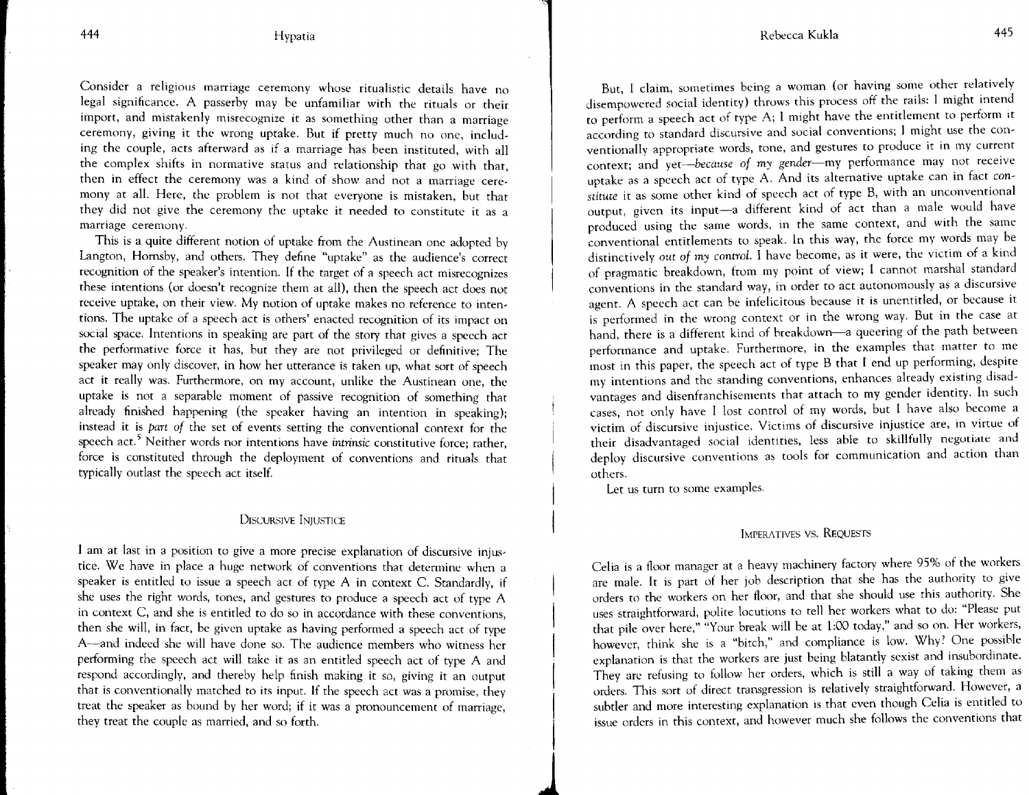Consider a religious marriage ceremony whose ritualistic details have no legal significance. A passerby may be unfamiliar with the rituals or their import, and mistakenly misrecognize it as something other than a marriage ceremony, giving it the wrong uptake. But if pretty much no one, including the couple, acts afterward as if a marriage has been instituted, with all the complex shifts in normative status and relationship that go with that, then in effect the ceremony was a kind of show and not a marriage ceremony at all. Here, the problem is not that everyone is mistaken, but that they did not give the ceremony the uptake it needed to constitute it as a marriage ceremony.

This is a quite different notion of uptake from the Austinean one adopted by Langton, Hornsby, and others. They define "uptake" as the audience's correct recognition of the speaker's intention. If the target of a speech act misrecognizes these intentions (or doesn't recognize them at all), then the speech act does not receive uptake, on their view. My notion of uptake makes no reference to intentions. The uptake of a speech act is others' enacted recognition of its impact on social space. Intentions in speaking are part of the story that gives a speech act the performative force it has, but they are not privileged or definitive; The speaker may only discover, in how her utterance is taken up, what sort of speech act it really was. Furthermore, on my account, unlike the Austinean one, the uptake is not a separable moment of passive recognition of something that already finished happening (the speaker having an intention in speaking); instead it is *part of* the set of events setting the conventional context for the speech act.[5] Neither words nor intentions have *intrinsic* constitutive force; rather, force is constituted through the deployment of conventions and rituals that typically outlast the speech act itself.

## Discursive Injustice

I am at last in a position to give a more precise explanation of discursive injustice. We have in place a huge network of conventions that determine when a speaker is entitled to issue a speech act of type A in context C. Standardly, if she uses the right words, tones, and gestures to produce a speech act of type A in context C, and she is entitled to do so in accordance with these conventions, then she will, in fact, be given uptake as having performed a speech act of type A—and indeed she will have done so. The audience members who witness her performing the speech act will take it as an entitled speech act of type A and respond accordingly, and thereby help finish making it so, giving it an output that is conventionally matched to its input. If the speech act was a promise, they treat the speaker as bound by her word; if it was a pronouncement of marriage, they treat the couple as married, and so forth.

But, I claim, sometimes being a woman (or having some other relatively disempowered social identity) throws this process off the rails: I might intend to perform a speech act of type A; I might have the entitlement to perform it according to standard discursive and social conventions; I might use the conventionally appropriate words, tone, and gestures to produce it in my current context; and yet—*because of my gender*—my performance may not receive uptake as a speech act of type A. And its alternative uptake can in fact *constitute* it as some other kind of speech act of type B, with an unconventional output, given its input—a different kind of act than a male would have produced using the same words, in the same context, and with the same conventional entitlements to speak. In this way, the force my words may be distinctively *out of my control*. I have become, as it were, the victim of a kind of pragmatic breakdown, from my point of view; I cannot marshal standard conventions in the standard way, in order to act autonomously as a discursive agent. A speech act can be infelicitous because it is unentitled, or because it is performed in the wrong context or in the wrong way. But in the case at hand, there is a different kind of breakdown—a queering of the path between performance and uptake. Furthermore, in the examples that matter to me most in this paper, the speech act of type B that I end up performing, despite my intentions and the standing conventions, enhances already existing disadvantages and disenfranchisements that attach to my gender identity. In such cases, not only have I lost control of my words, but I have also become a victim of discursive injustice. Victims of discursive injustice are, in virtue of their disadvantaged social identities, less able to skillfully negotiate and deploy discursive conventions as tools for communication and action than others.

Let us turn to some examples.

## Imperatives vs. Requests

Celia is a floor manager at a heavy machinery factory where 95% of the workers are male. It is part of her job description that she has the authority to give orders to the workers on her floor, and that she should use this authority. She uses straightforward, polite locutions to tell her workers what to do: "Please put that pile over here," "Your break will be at 1:00 today," and so on. Her workers, however, think she is a "bitch," and compliance is low. Why? One possible explanation is that the workers are just being blatantly sexist and insubordinate. They are refusing to follow her orders, which is still a way of taking them as orders. This sort of direct transgression is relatively straightforward. However, a subtler and more interesting explanation is that even though Celia is entitled to issue orders in this context, and however much she follows the conventions that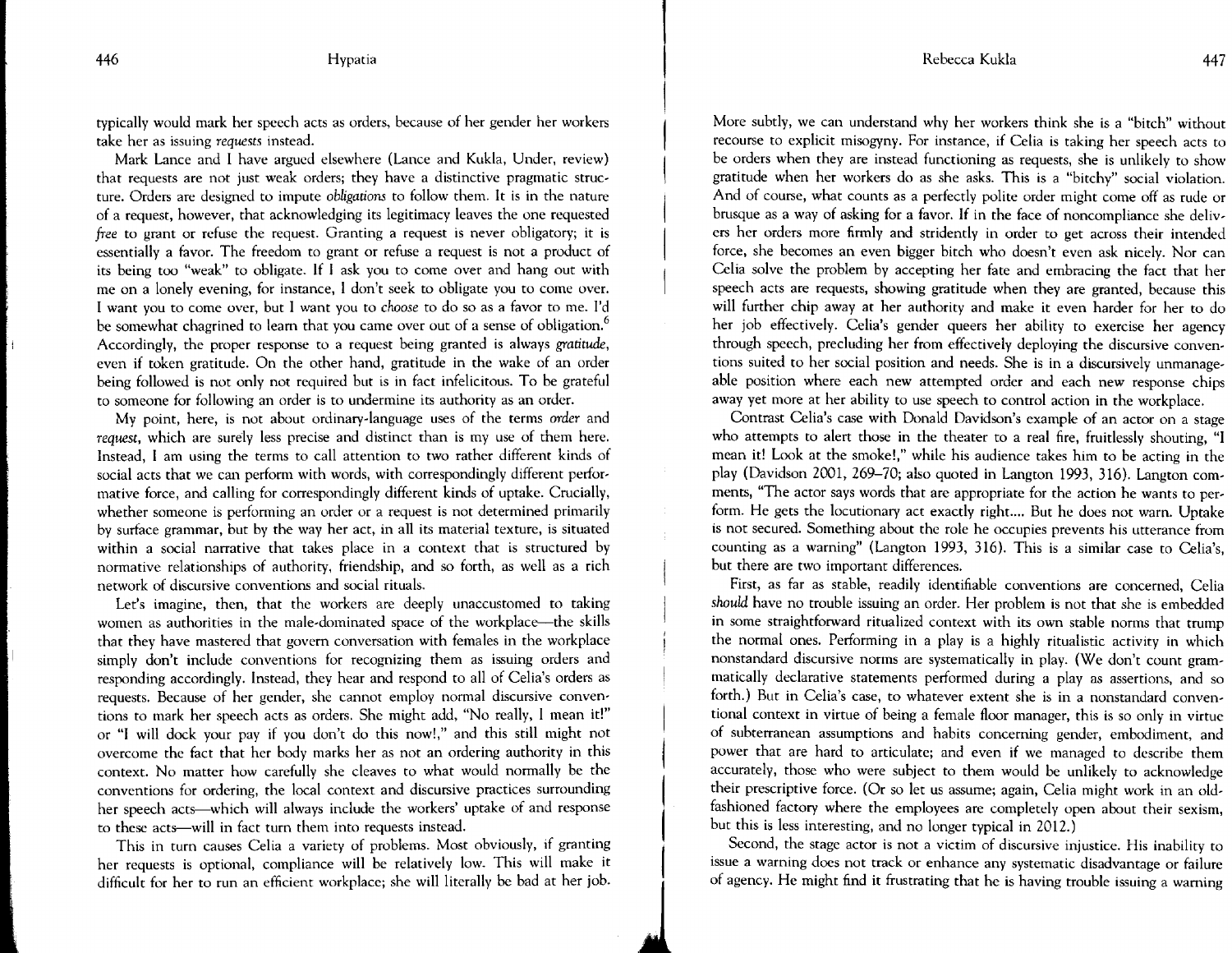typically would mark her speech acts as orders, because of her gender her workers take her as issuing *requests* instead.

Mark Lance and I have argued elsewhere (Lance and Kukla, Under, review) that requests are not just weak orders; they have a distinctive pragmatic structure. Orders are designed to impute *obligations* to follow them. It is in the nature of a request, however, that acknowledging its legitimacy leaves the one requested *free* to grant or refuse the request. Granting a request is never obligatory; it is essentially a favor. The freedom to grant or refuse a request is not a product of its being too "weak" to obligate. If I ask you to come over and hang out with me on a lonely evening, for instance, I don't seek to obligate you to come over. I want you to come over, but I want you to *choose* to do so as a favor to me. I'd be somewhat chagrined to learn that you came over out of a sense of obligation.[6] Accordingly, the proper response to a request being granted is always *gratitude*, even if token gratitude. On the other hand, gratitude in the wake of an order being followed is not only not required but is in fact infelicitous. To be grateful to someone for following an order is to undermine its authority as an order.

My point, here, is not about ordinary-language uses of the terms *order* and *request*, which are surely less precise and distinct than is my use of them here. Instead, I am using the terms to call attention to two rather different kinds of social acts that we can perform with words, with correspondingly different performative force, and calling for correspondingly different kinds of uptake. Crucially, whether someone is performing an order or a request is not determined primarily by surface grammar, but by the way her act, in all its material texture, is situated within a social narrative that takes place in a context that is structured by normative relationships of authority, friendship, and so forth, as well as a rich network of discursive conventions and social rituals.

Let's imagine, then, that the workers are deeply unaccustomed to taking women as authorities in the male-dominated space of the workplace—the skills that they have mastered that govern conversation with females in the workplace simply don't include conventions for recognizing them as issuing orders and responding accordingly. Instead, they hear and respond to all of Celia's orders as requests. Because of her gender, she cannot employ normal discursive conventions to mark her speech acts as orders. She might add, "No really, I mean it!" or "I will dock your pay if you don't do this now!," and this still might not overcome the fact that her body marks her as not an ordering authority in this context. No matter how carefully she cleaves to what would normally be the conventions for ordering, the local context and discursive practices surrounding her speech acts—which will always include the workers' uptake of and response to these acts—will in fact turn them into requests instead.

This in turn causes Celia a variety of problems. Most obviously, if granting her requests is optional, compliance will be relatively low. This will make it difficult for her to run an efficient workplace; she will literally be bad at her job. More subtly, we can understand why her workers think she is a "bitch" without recourse to explicit misogyny. For instance, if Celia is taking her speech acts to be orders when they are instead functioning as requests, she is unlikely to show gratitude when her workers do as she asks. This is a "bitchy" social violation. And of course, what counts as a perfectly polite order might come off as rude or brusque as a way of asking for a favor. If in the face of noncompliance she delivers her orders more firmly and stridently in order to get across their intended force, she becomes an even bigger bitch who doesn't even ask nicely. Nor can Celia solve the problem by accepting her fate and embracing the fact that her speech acts are requests, showing gratitude when they are granted, because this will further chip away at her authority and make it even harder for her to do her job effectively. Celia's gender queers her ability to exercise her agency through speech, precluding her from effectively deploying the discursive conventions suited to her social position and needs. She is in a discursively unmanageable position where each new attempted order and each new response chips away yet more at her ability to use speech to control action in the workplace.

Contrast Celia's case with Donald Davidson's example of an actor on a stage who attempts to alert those in the theater to a real fire, fruitlessly shouting, "I mean it! Look at the smoke!," while his audience takes him to be acting in the play (Davidson 2001, 269–70; also quoted in Langton 1993, 316). Langton comments, "The actor says words that are appropriate for the action he wants to perform. He gets the locutionary act exactly right.... But he does not warn. Uptake is not secured. Something about the role he occupies prevents his utterance from counting as a warning" (Langton 1993, 316). This is a similar case to Celia's, but there are two important differences.

First, as far as stable, readily identifiable conventions are concerned, Celia *should* have no trouble issuing an order. Her problem is not that she is embedded in some straightforward ritualized context with its own stable norms that trump the normal ones. Performing in a play is a highly ritualistic activity in which nonstandard discursive norms are systematically in play. (We don't count grammatically declarative statements performed during a play as assertions, and so forth.) But in Celia's case, to whatever extent she is in a nonstandard conventional context in virtue of being a female floor manager, this is so only in virtue of subterranean assumptions and habits concerning gender, embodiment, and power that are hard to articulate; and even if we managed to describe them accurately, those who were subject to them would be unlikely to acknowledge their prescriptive force. (Or so let us assume; again, Celia might work in an old-fashioned factory where the employees are completely open about their sexism, but this is less interesting, and no longer typical in 2012.)

Second, the stage actor is not a victim of discursive injustice. His inability to issue a warning does not track or enhance any systematic disadvantage or failure of agency. He might find it frustrating that he is having trouble issuing a warning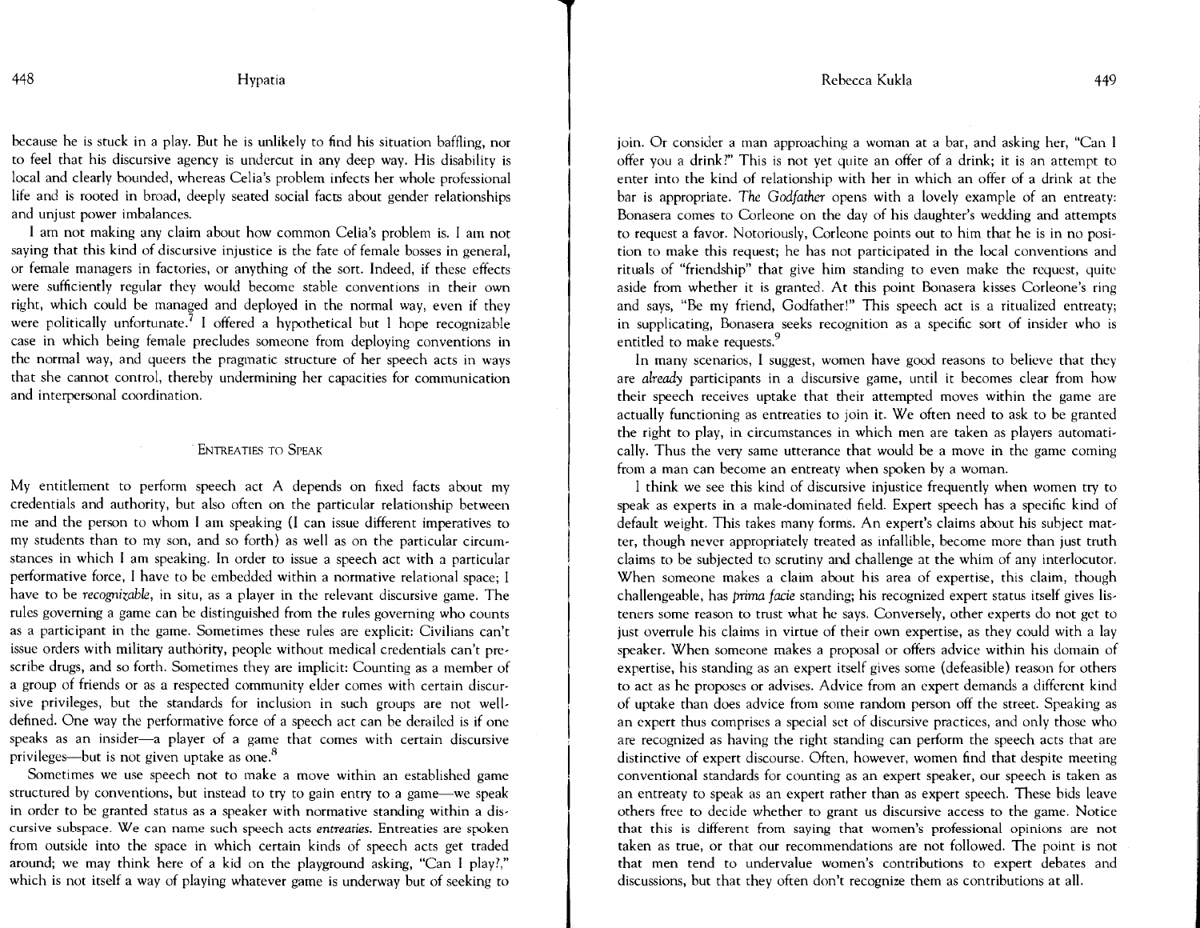because he is stuck in a play. But he is unlikely to find his situation baffling, nor to feel that his discursive agency is undercut in any deep way. His disability is local and clearly bounded, whereas Celia's problem infects her whole professional life and is rooted in broad, deeply seated social facts about gender relationships and unjust power imbalances.

I am not making any claim about how common Celia's problem is. I am not saying that this kind of discursive injustice is the fate of female bosses in general, or female managers in factories, or anything of the sort. Indeed, if these effects were sufficiently regular they would become stable conventions in their own right, which could be managed and deployed in the normal way, even if they were politically unfortunate.[7] I offered a hypothetical but I hope recognizable case in which being female precludes someone from deploying conventions in the normal way, and queers the pragmatic structure of her speech acts in ways that she cannot control, thereby undermining her capacities for communication and interpersonal coordination.

## Entreaties to Speak

My entitlement to perform speech act A depends on fixed facts about my credentials and authority, but also often on the particular relationship between me and the person to whom I am speaking (I can issue different imperatives to my students than to my son, and so forth) as well as on the particular circumstances in which I am speaking. In order to issue a speech act with a particular performative force, I have to be embedded within a normative relational space; I have to be *recognizable*, in situ, as a player in the relevant discursive game. The rules governing a game can be distinguished from the rules governing who counts as a participant in the game. Sometimes these rules are explicit: Civilians can't issue orders with military authority, people without medical credentials can't prescribe drugs, and so forth. Sometimes they are implicit: Counting as a member of a group of friends or as a respected community elder comes with certain discursive privileges, but the standards for inclusion in such groups are not well-defined. One way the performative force of a speech act can be derailed is if one speaks as an insider—a player of a game that comes with certain discursive privileges—but is not given uptake as one.[8]

Sometimes we use speech not to make a move within an established game structured by conventions, but instead to try to gain entry to a game—we speak in order to be granted status as a speaker with normative standing within a discursive subspace. We can name such speech acts *entreaties*. Entreaties are spoken from outside into the space in which certain kinds of speech acts get traded around; we may think here of a kid on the playground asking, "Can I play?," which is not itself a way of playing whatever game is underway but of seeking to join. Or consider a man approaching a woman at a bar, and asking her, "Can I offer you a drink?" This is not yet quite an offer of a drink; it is an attempt to enter into the kind of relationship with her in which an offer of a drink at the bar is appropriate. *The Godfather* opens with a lovely example of an entreaty: Bonasera comes to Corleone on the day of his daughter's wedding and attempts to request a favor. Notoriously, Corleone points out to him that he is in no position to make this request; he has not participated in the local conventions and rituals of "friendship" that give him standing to even make the request, quite aside from whether it is granted. At this point Bonasera kisses Corleone's ring and says, "Be my friend, Godfather!" This speech act is a ritualized entreaty; in supplicating, Bonasera seeks recognition as a specific sort of insider who is entitled to make requests.[9]

In many scenarios, I suggest, women have good reasons to believe that they are *already* participants in a discursive game, until it becomes clear from how their speech receives uptake that their attempted moves within the game are actually functioning as entreaties to join it. We often need to ask to be granted the right to play, in circumstances in which men are taken as players automatically. Thus the very same utterance that would be a move in the game coming from a man can become an entreaty when spoken by a woman.

I think we see this kind of discursive injustice frequently when women try to speak as experts in a male-dominated field. Expert speech has a specific kind of default weight. This takes many forms. An expert's claims about his subject matter, though never appropriately treated as infallible, become more than just truth claims to be subjected to scrutiny and challenge at the whim of any interlocutor. When someone makes a claim about his area of expertise, this claim, though challengeable, has *prima facie* standing; his recognized expert status itself gives listeners some reason to trust what he says. Conversely, other experts do not get to just overrule his claims in virtue of their own expertise, as they could with a lay speaker. When someone makes a proposal or offers advice within his domain of expertise, his standing as an expert itself gives some (defeasible) reason for others to act as he proposes or advises. Advice from an expert demands a different kind of uptake than does advice from some random person off the street. Speaking as an expert thus comprises a special set of discursive practices, and only those who are recognized as having the right standing can perform the speech acts that are distinctive of expert discourse. Often, however, women find that despite meeting conventional standards for counting as an expert speaker, our speech is taken as an entreaty to speak as an expert rather than as expert speech. These bids leave others free to decide whether to grant us discursive access to the game. Notice that this is different from saying that women's professional opinions are not taken as true, or that our recommendations are not followed. The point is not that men tend to undervalue women's contributions to expert debates and discussions, but that they often don't recognize them as contributions at all.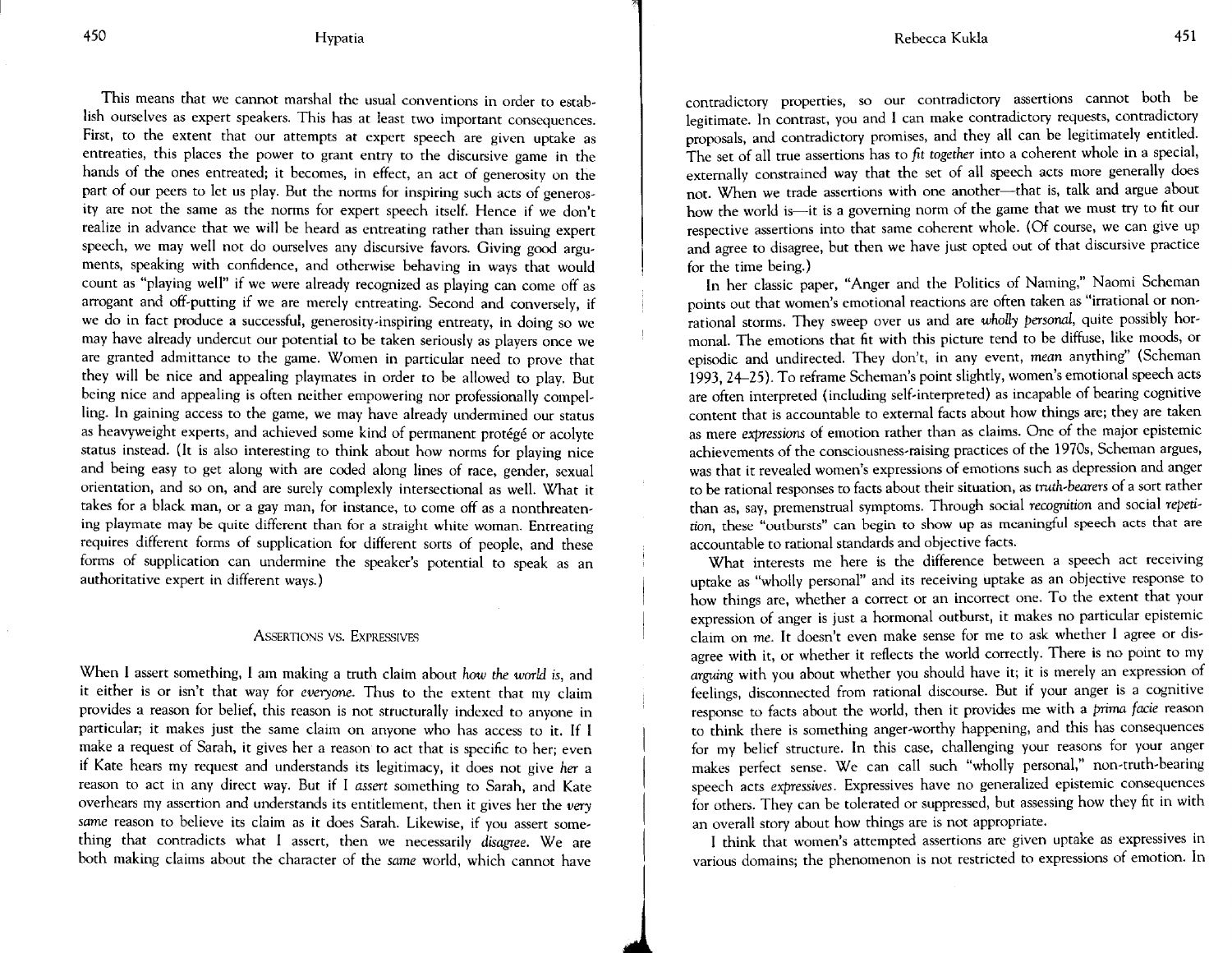This means that we cannot marshal the usual conventions in order to establish ourselves as expert speakers. This has at least two important consequences. First, to the extent that our attempts at expert speech are given uptake as entreaties, this places the power to grant entry to the discursive game in the hands of the ones entreated; it becomes, in effect, an act of generosity on the part of our peers to let us play. But the norms for inspiring such acts of generosity are not the same as the norms for expert speech itself. Hence if we don't realize in advance that we will be heard as entreating rather than issuing expert speech, we may well not do ourselves any discursive favors. Giving good arguments, speaking with confidence, and otherwise behaving in ways that would count as "playing well" if we were already recognized as playing can come off as arrogant and off-putting if we are merely entreating. Second and conversely, if we do in fact produce a successful, generosity-inspiring entreaty, in doing so we may have already undercut our potential to be taken seriously as players once we are granted admittance to the game. Women in particular need to prove that they will be nice and appealing playmates in order to be allowed to play. But being nice and appealing is often neither empowering nor professionally compelling. In gaining access to the game, we may have already undermined our status as heavyweight experts, and achieved some kind of permanent protégé or acolyte status instead. (It is also interesting to think about how norms for playing nice and being easy to get along with are coded along lines of race, gender, sexual orientation, and so on, and are surely complexly intersectional as well. What it takes for a black man, or a gay man, for instance, to come off as a nonthreatening playmate may be quite different than for a straight white woman. Entreating requires different forms of supplication for different sorts of people, and these forms of supplication can undermine the speaker's potential to speak as an authoritative expert in different ways.)

## Assertions vs. Expressives

When I assert something, I am making a truth claim about *how the world is,* and it either is or isn't that way for *everyone*. Thus to the extent that my claim provides a reason for belief, this reason is not structurally indexed to anyone in particular; it makes just the same claim on anyone who has access to it. If I make a request of Sarah, it gives her a reason to act that is specific to her; even if Kate hears my request and understands its legitimacy, it does not give *her* a reason to act in any direct way. But if I *assert* something to Sarah, and Kate overhears my assertion and understands its entitlement, then it gives her the *very same* reason to believe its claim as it does Sarah. Likewise, if you assert something that contradicts what I assert, then we necessarily *disagree*. We are both making claims about the character of the *same* world, which cannot have contradictory properties, so our contradictory assertions cannot both be legitimate. In contrast, you and I can make contradictory requests, contradictory proposals, and contradictory promises, and they all can be legitimately entitled. The set of all true assertions has to *fit together* into a coherent whole in a special, externally constrained way that the set of all speech acts more generally does not. When we trade assertions with one another—that is, talk and argue about how the world is—it is a governing norm of the game that we must try to fit our respective assertions into that same coherent whole. (Of course, we can give up and agree to disagree, but then we have just opted out of that discursive practice for the time being.)

In her classic paper, "Anger and the Politics of Naming," Naomi Scheman points out that women's emotional reactions are often taken as "irrational or nonrational storms. They sweep over us and are *wholly personal*, quite possibly hormonal. The emotions that fit with this picture tend to be diffuse, like moods, or episodic and undirected. They don't, in any event, *mean* anything" (Scheman 1993, 24–25). To reframe Scheman's point slightly, women's emotional speech acts are often interpreted (including self-interpreted) as incapable of bearing cognitive content that is accountable to external facts about how things are; they are taken as mere *expressions* of emotion rather than as claims. One of the major epistemic achievements of the consciousness-raising practices of the 1970s, Scheman argues, was that it revealed women's expressions of emotions such as depression and anger to be rational responses to facts about their situation, as *truth-bearers* of a sort rather than as, say, premenstrual symptoms. Through social *recognition* and social *repetition*, these "outbursts" can begin to show up as meaningful speech acts that are accountable to rational standards and objective facts.

What interests me here is the difference between a speech act receiving uptake as "wholly personal" and its receiving uptake as an objective response to how things are, whether a correct or an incorrect one. To the extent that your expression of anger is just a hormonal outburst, it makes no particular epistemic claim on *me*. It doesn't even make sense for me to ask whether I agree or disagree with it, or whether it reflects the world correctly. There is no point to my *arguing* with you about whether you should have it; it is merely an expression of feelings, disconnected from rational discourse. But if your anger is a cognitive response to facts about the world, then it provides me with a *prima facie* reason to think there is something anger-worthy happening, and this has consequences for my belief structure. In this case, challenging your reasons for your anger makes perfect sense. We can call such "wholly personal," non-truth-bearing speech acts *expressives*. Expressives have no generalized epistemic consequences for others. They can be tolerated or suppressed, but assessing how they fit in with an overall story about how things are is not appropriate.

I think that women's attempted assertions are given uptake as expressives in various domains; the phenomenon is not restricted to expressions of emotion. In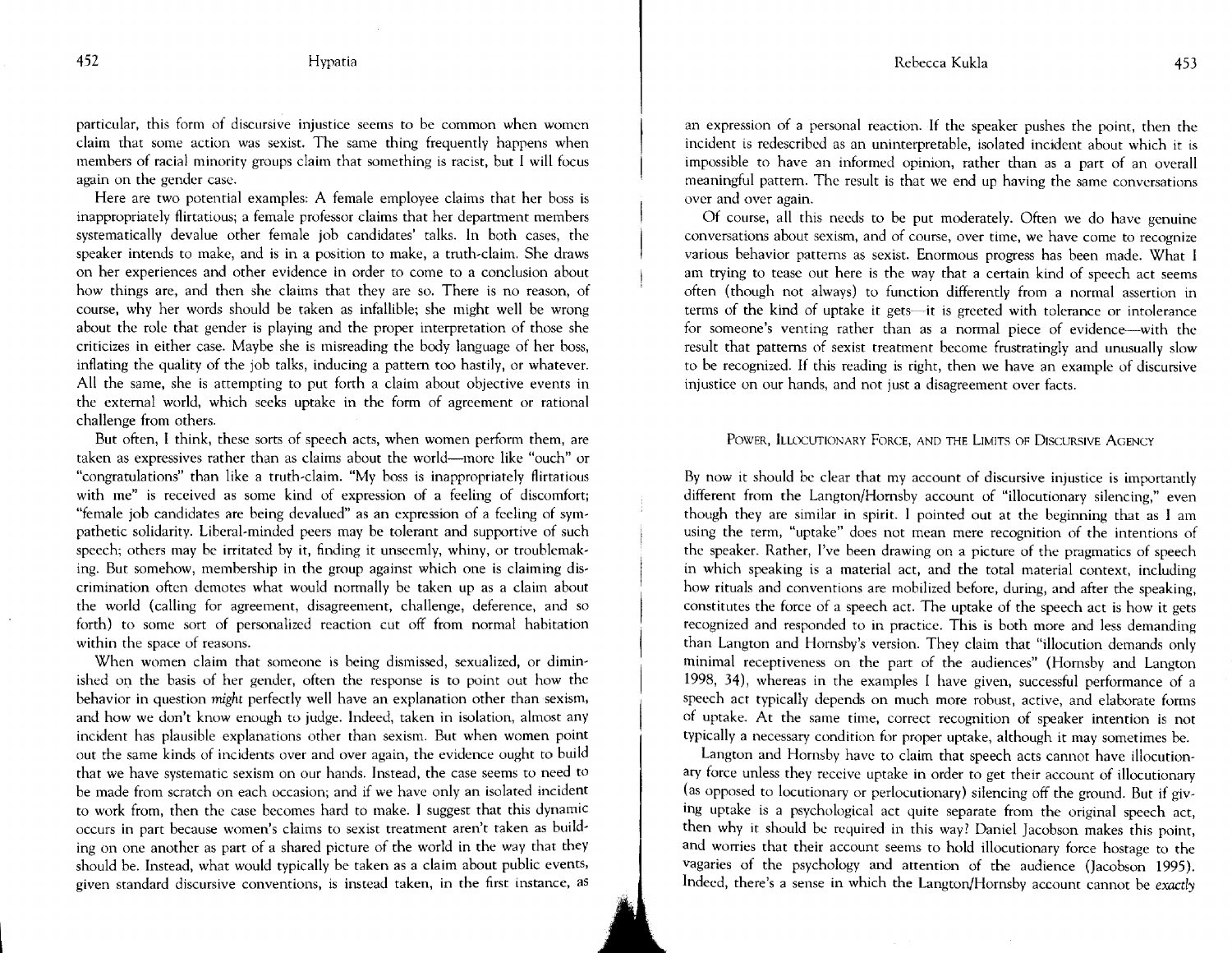particular, this form of discursive injustice seems to be common when women claim that some action was sexist. The same thing frequently happens when members of racial minority groups claim that something is racist, but I will focus again on the gender case.

Here are two potential examples: A female employee claims that her boss is inappropriately flirtatious; a female professor claims that her department members systematically devalue other female job candidates' talks. In both cases, the speaker intends to make, and is in a position to make, a truth-claim. She draws on her experiences and other evidence in order to come to a conclusion about how things are, and then she claims that they are so. There is no reason, of course, why her words should be taken as infallible; she might well be wrong about the role that gender is playing and the proper interpretation of those she criticizes in either case. Maybe she is misreading the body language of her boss, inflating the quality of the job talks, inducing a pattern too hastily, or whatever. All the same, she is attempting to put forth a claim about objective events in the external world, which seeks uptake in the form of agreement or rational challenge from others.

But often, I think, these sorts of speech acts, when women perform them, are taken as expressives rather than as claims about the world—more like "ouch" or "congratulations" than like a truth-claim. "My boss is inappropriately flirtatious with me" is received as some kind of expression of a feeling of discomfort; "female job candidates are being devalued" as an expression of a feeling of sympathetic solidarity. Liberal-minded peers may be tolerant and supportive of such speech; others may be irritated by it, finding it unseemly, whiny, or troublemaking. But somehow, membership in the group against which one is claiming discrimination often demotes what would normally be taken up as a claim about the world (calling for agreement, disagreement, challenge, deference, and so forth) to some sort of personalized reaction cut off from normal habitation within the space of reasons.

When women claim that someone is being dismissed, sexualized, or diminished on the basis of her gender, often the response is to point out how the behavior in question *might* perfectly well have an explanation other than sexism, and how we don't know enough to judge. Indeed, taken in isolation, almost any incident has plausible explanations other than sexism. But when women point out the same kinds of incidents over and over again, the evidence ought to build that we have systematic sexism on our hands. Instead, the case seems to need to be made from scratch on each occasion; and if we have only an isolated incident to work from, then the case becomes hard to make. I suggest that this dynamic occurs in part because women's claims to sexist treatment aren't taken as building on one another as part of a shared picture of the world in the way that they should be. Instead, what would typically be taken as a claim about public events, given standard discursive conventions, is instead taken, in the first instance, as an expression of a personal reaction. If the speaker pushes the point, then the incident is redescribed as an uninterpretable, isolated incident about which it is impossible to have an informed opinion, rather than as a part of an overall meaningful pattern. The result is that we end up having the same conversations over and over again.

Of course, all this needs to be put moderately. Often we do have genuine conversations about sexism, and of course, over time, we have come to recognize various behavior patterns as sexist. Enormous progress has been made. What I am trying to tease out here is the way that a certain kind of speech act seems often (though not always) to function differently from a normal assertion in terms of the kind of uptake it gets—it is greeted with tolerance or intolerance for someone's venting rather than as a normal piece of evidence—with the result that patterns of sexist treatment become frustratingly and unusually slow to be recognized. If this reading is right, then we have an example of discursive injustice on our hands, and not just a disagreement over facts.

## Power, Illocutionary Force, and the Limits of Discursive Agency

By now it should be clear that my account of discursive injustice is importantly different from the Langton/Hornsby account of "illocutionary silencing," even though they are similar in spirit. I pointed out at the beginning that as I am using the term, "uptake" does not mean mere recognition of the intentions of the speaker. Rather, I've been drawing on a picture of the pragmatics of speech in which speaking is a material act, and the total material context, including how rituals and conventions are mobilized before, during, and after the speaking, constitutes the force of a speech act. The uptake of the speech act is how it gets recognized and responded to in practice. This is both more and less demanding than Langton and Hornsby's version. They claim that "illocution demands only minimal receptiveness on the part of the audiences" (Hornsby and Langton 1998, 34), whereas in the examples I have given, successful performance of a speech act typically depends on much more robust, active, and elaborate forms of uptake. At the same time, correct recognition of speaker intention is not typically a necessary condition for proper uptake, although it may sometimes be.

Langton and Hornsby have to claim that speech acts cannot have illocutionary force unless they receive uptake in order to get their account of illocutionary (as opposed to locutionary or perlocutionary) silencing off the ground. But if giving uptake is a psychological act quite separate from the original speech act, then why it should be required in this way? Daniel Jacobson makes this point, and worries that their account seems to hold illocutionary force hostage to the vagaries of the psychology and attention of the audience (Jacobson 1995). Indeed, there's a sense in which the Langton/Hornsby account cannot be *exactly*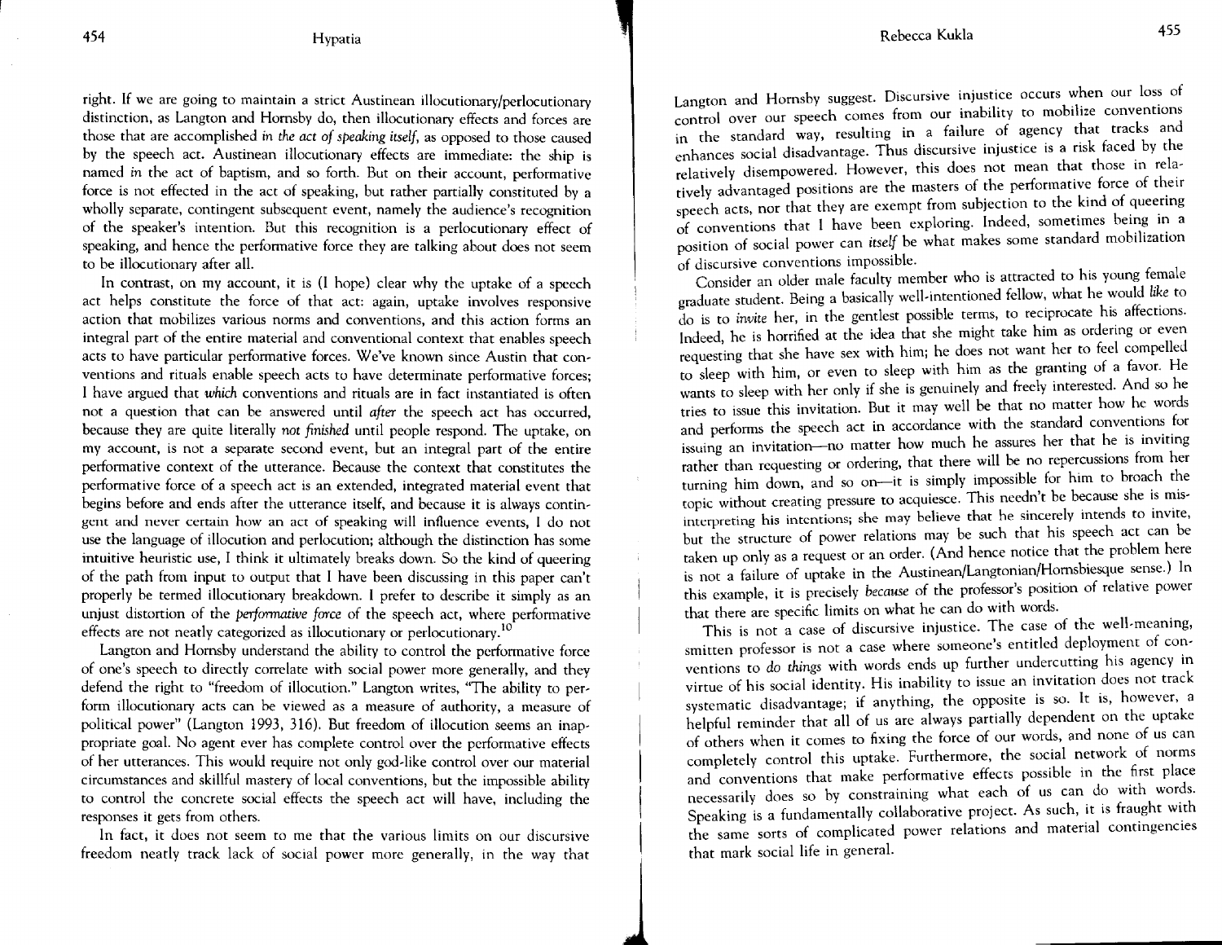right. If we are going to maintain a strict Austinean illocutionary/perlocutionary distinction, as Langton and Hornsby do, then illocutionary effects and forces are those that are accomplished *in the act of speaking itself*, as opposed to those caused by the speech act. Austinean illocutionary effects are immediate: the ship is named *in* the act of baptism, and so forth. But on their account, performative force is not effected in the act of speaking, but rather partially constituted by a wholly separate, contingent subsequent event, namely the audience's recognition of the speaker's intention. But this recognition is a perlocutionary effect of speaking, and hence the performative force they are talking about does not seem to be illocutionary after all.

In contrast, on my account, it is (I hope) clear why the uptake of a speech act helps constitute the force of that act: again, uptake involves responsive action that mobilizes various norms and conventions, and this action forms an integral part of the entire material and conventional context that enables speech acts to have particular performative forces. We've known since Austin that conventions and rituals enable speech acts to have determinate performative forces; I have argued that *which* conventions and rituals are in fact instantiated is often not a question that can be answered until *after* the speech act has occurred, because they are quite literally *not finished* until people respond. The uptake, on my account, is not a separate second event, but an integral part of the entire performative context of the utterance. Because the context that constitutes the performative force of a speech act is an extended, integrated material event that begins before and ends after the utterance itself, and because it is always contingent and never certain how an act of speaking will influence events, I do not use the language of illocution and perlocution; although the distinction has some intuitive heuristic use, I think it ultimately breaks down. So the kind of queering of the path from input to output that I have been discussing in this paper can't properly be termed illocutionary breakdown. I prefer to describe it simply as an unjust distortion of the *performative force* of the speech act, where performative effects are not neatly categorized as illocutionary or perlocutionary.[10]

Langton and Hornsby understand the ability to control the performative force of one's speech to directly correlate with social power more generally, and they defend the right to "freedom of illocution." Langton writes, "The ability to perform illocutionary acts can be viewed as a measure of authority, a measure of political power" (Langton 1993, 316). But freedom of illocution seems an inappropriate goal. No agent ever has complete control over the performative effects of her utterances. This would require not only god-like control over our material circumstances and skillful mastery of local conventions, but the impossible ability to control the concrete social effects the speech act will have, including the responses it gets from others.

In fact, it does not seem to me that the various limits on our discursive freedom neatly track lack of social power more generally, in the way that Langton and Hornsby suggest. Discursive injustice occurs when our loss of control over our speech comes from our inability to mobilize conventions in the standard way, resulting in a failure of agency that tracks and enhances social disadvantage. Thus discursive injustice is a risk faced by the relatively disempowered. However, this does not mean that those in relatively advantaged positions are the masters of the performative force of their speech acts, nor that they are exempt from subjection to the kind of queering of conventions that I have been exploring. Indeed, sometimes being in a position of social power can *itself* be what makes some standard mobilization of discursive conventions impossible.

Consider an older male faculty member who is attracted to his young female graduate student. Being a basically well-intentioned fellow, what he would *like* to do is to *invite* her, in the gentlest possible terms, to reciprocate his affections. Indeed, he is horrified at the idea that she might take him as ordering or even requesting that she have sex with him; he does not want her to feel compelled to sleep with him, or even to sleep with him as the granting of a favor. He wants to sleep with her only if she is genuinely and freely interested. And so he tries to issue this invitation. But it may well be that no matter how he words and performs the speech act in accordance with the standard conventions for issuing an invitation—no matter how much he assures her that he is inviting rather than requesting or ordering, that there will be no repercussions from her turning him down, and so on—it is simply impossible for him to broach the topic without creating pressure to acquiesce. This needn't be because she is misinterpreting his intentions; she may believe that he sincerely intends to invite, but the structure of power relations may be such that his speech act can be taken up only as a request or an order. (And hence notice that the problem here is not a failure of uptake in the Austinean/Langtonian/Hornsbiesque sense.) In this example, it is precisely *because* of the professor's position of relative power that there are specific limits on what he can do with words.

This is not a case of discursive injustice. The case of the well-meaning, smitten professor is not a case where someone's entitled deployment of conventions to *do things* with words ends up further undercutting his agency in virtue of his social identity. His inability to issue an invitation does not track systematic disadvantage; if anything, the opposite is so. It is, however, a helpful reminder that all of us are always partially dependent on the uptake of others when it comes to fixing the force of our words, and none of us can completely control this uptake. Furthermore, the social network of norms and conventions that make performative effects possible in the first place necessarily does so by constraining what each of us can do with words. Speaking is a fundamentally collaborative project. As such, it is fraught with the same sorts of complicated power relations and material contingencies that mark social life in general.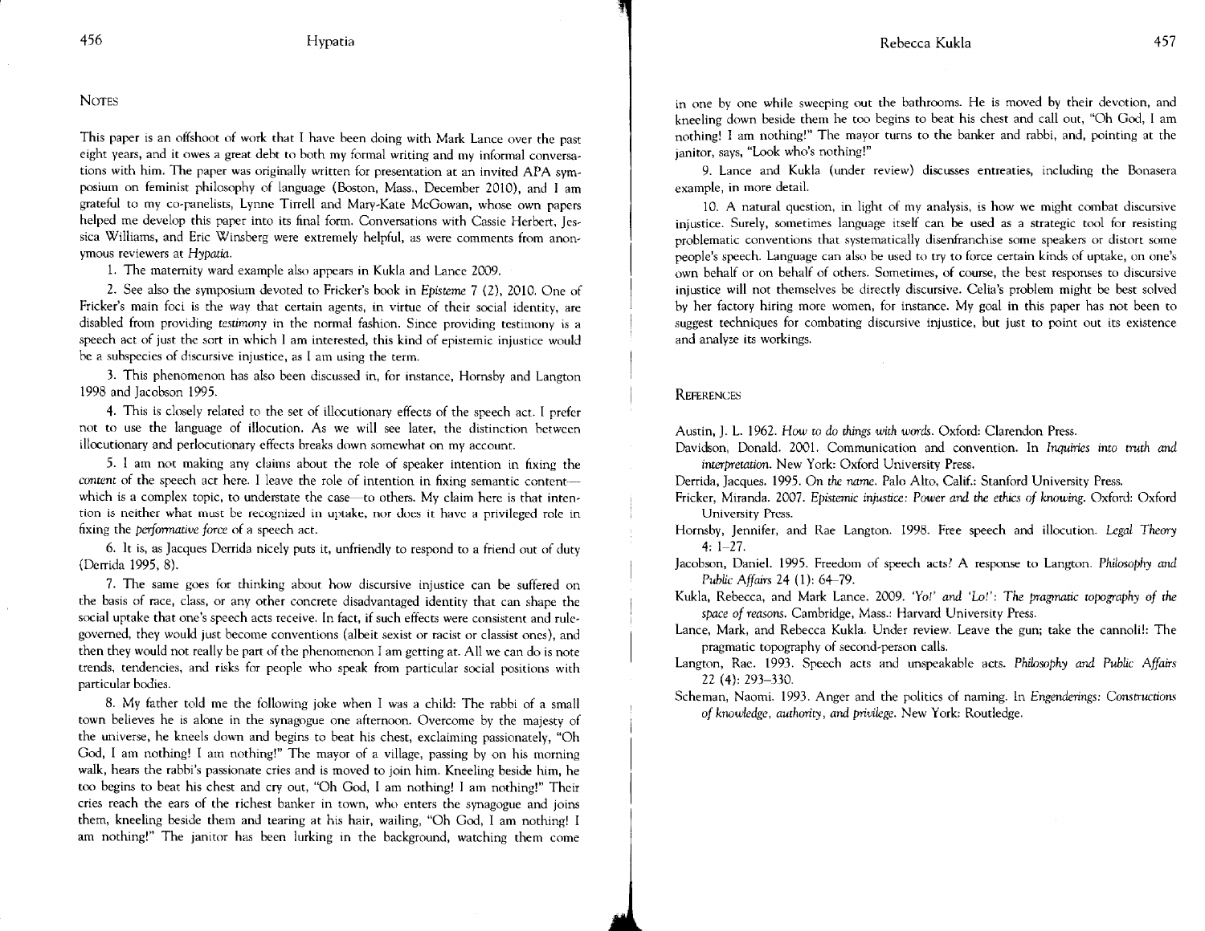## Notes

This paper is an offshoot of work that I have been doing with Mark Lance over the past eight years, and it owes a great debt to both my formal writing and my informal conversations with him. The paper was originally written for presentation at an invited APA symposium on feminist philosophy of language (Boston, Mass., December 2010), and I am grateful to my co-panelists, Lynne Tirrell and Mary-Kate McGowan, whose own papers helped me develop this paper into its final form. Conversations with Cassie Herbert, Jessica Williams, and Eric Winsberg were extremely helpful, as were comments from anonymous reviewers at *Hypatia*.

1. The maternity ward example also appears in Kukla and Lance 2009.

2. See also the symposium devoted to Fricker's book in *Episteme* 7 (2), 2010. One of Fricker's main foci is the way that certain agents, in virtue of their social identity, are disabled from providing *testimony* in the normal fashion. Since providing testimony is a speech act of just the sort in which I am interested, this kind of epistemic injustice would be a subspecies of discursive injustice, as I am using the term.

3. This phenomenon has also been discussed in, for instance, Hornsby and Langton 1998 and Jacobson 1995.

4. This is closely related to the set of illocutionary effects of the speech act. I prefer not to use the language of illocution. As we will see later, the distinction between illocutionary and perlocutionary effects breaks down somewhat on my account.

5. I am not making any claims about the role of speaker intention in fixing the *content* of the speech act here. I leave the role of intention in fixing semantic content—which is a complex topic, to understate the case—to others. My claim here is that intention is neither what must be recognized in uptake, nor does it have a privileged role in fixing the *performative force* of a speech act.

6. It is, as Jacques Derrida nicely puts it, unfriendly to respond to a friend out of duty (Derrida 1995, 8).

7. The same goes for thinking about how discursive injustice can be suffered on the basis of race, class, or any other concrete disadvantaged identity that can shape the social uptake that one's speech acts receive. In fact, if such effects were consistent and rule-governed, they would just become conventions (albeit sexist or racist or classist ones), and then they would not really be part of the phenomenon I am getting at. All we can do is note trends, tendencies, and risks for people who speak from particular social positions with particular bodies.

8. My father told me the following joke when I was a child: The rabbi of a small town believes he is alone in the synagogue one afternoon. Overcome by the majesty of the universe, he kneels down and begins to beat his chest, exclaiming passionately, "Oh God, I am nothing! I am nothing!" The mayor of a village, passing by on his morning walk, hears the rabbi's passionate cries and is moved to join him. Kneeling beside him, he too begins to beat his chest and cry out, "Oh God, I am nothing! I am nothing!" Their cries reach the ears of the richest banker in town, who enters the synagogue and joins them, kneeling beside them and tearing at his hair, wailing, "Oh God, I am nothing! I am nothing!" The janitor has been lurking in the background, watching them come in one by one while sweeping out the bathrooms. He is moved by their devotion, and kneeling down beside them he too begins to beat his chest and call out, "Oh God, I am nothing! I am nothing!" The mayor turns to the banker and rabbi, and, pointing at the janitor, says, "Look who's nothing!"

9. Lance and Kukla (under review) discusses entreaties, including the Bonasera example, in more detail.

10. A natural question, in light of my analysis, is how we might combat discursive injustice. Surely, sometimes language itself can be used as a strategic tool for resisting problematic conventions that systematically disenfranchise some speakers or distort some people's speech. Language can also be used to try to force certain kinds of uptake, on one's own behalf or on behalf of others. Sometimes, of course, the best responses to discursive injustice will not themselves be directly discursive. Celia's problem might be best solved by her factory hiring more women, for instance. My goal in this paper has not been to suggest techniques for combating discursive injustice, but just to point out its existence and analyze its workings.

## References

Austin, J. L. 1962. *How to do things with words*. Oxford: Clarendon Press.

Davidson, Donald. 2001. Communication and convention. In *Inquiries into truth and interpretation*. New York: Oxford University Press.

Derrida, Jacques. 1995. *On the name*. Palo Alto, Calif.: Stanford University Press.

Fricker, Miranda. 2007. *Epistemic injustice: Power and the ethics of knowing*. Oxford: Oxford University Press.

Hornsby, Jennifer, and Rae Langton. 1998. Free speech and illocution. *Legal Theory* 4: 1–27.

Jacobson, Daniel. 1995. Freedom of speech acts? A response to Langton. *Philosophy and Public Affairs* 24 (1): 64–79.

Kukla, Rebecca, and Mark Lance. 2009. *'Yo!' and 'Lo!': The pragmatic topography of the space of reasons*. Cambridge, Mass.: Harvard University Press.

Lance, Mark, and Rebecca Kukla. Under review. Leave the gun; take the cannoli!: The pragmatic topography of second-person calls.

Langton, Rae. 1993. Speech acts and unspeakable acts. *Philosophy and Public Affairs* 22 (4): 293–330.

Scheman, Naomi. 1993. Anger and the politics of naming. In *Engenderings: Constructions of knowledge, authority, and privilege*. New York: Routledge.